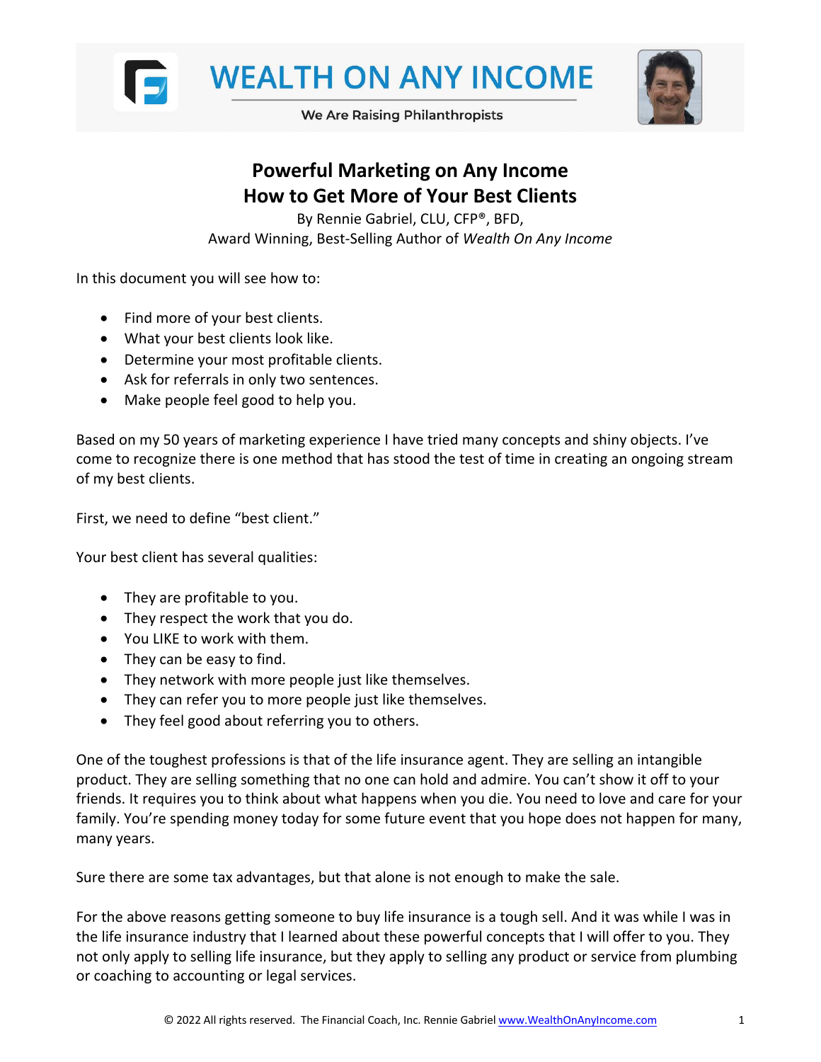# WEALTH ON ANY INCOME

We Are Raising Philanthropists

## Powerful Marketing on Any Income
## How to Get More of Your Best Clients

By Rennie Gabriel, CLU, CFP®, BFD,
Award Winning, Best-Selling Author of *Wealth On Any Income*

In this document you will see how to:

- Find more of your best clients.
- What your best clients look like.
- Determine your most profitable clients.
- Ask for referrals in only two sentences.
- Make people feel good to help you.

Based on my 50 years of marketing experience I have tried many concepts and shiny objects. I've come to recognize there is one method that has stood the test of time in creating an ongoing stream of my best clients.

First, we need to define "best client."

Your best client has several qualities:

- They are profitable to you.
- They respect the work that you do.
- You LIKE to work with them.
- They can be easy to find.
- They network with more people just like themselves.
- They can refer you to more people just like themselves.
- They feel good about referring you to others.

One of the toughest professions is that of the life insurance agent. They are selling an intangible product. They are selling something that no one can hold and admire. You can't show it off to your friends. It requires you to think about what happens when you die. You need to love and care for your family. You're spending money today for some future event that you hope does not happen for many, many years.

Sure there are some tax advantages, but that alone is not enough to make the sale.

For the above reasons getting someone to buy life insurance is a tough sell. And it was while I was in the life insurance industry that I learned about these powerful concepts that I will offer to you. They not only apply to selling life insurance, but they apply to selling any product or service from plumbing or coaching to accounting or legal services.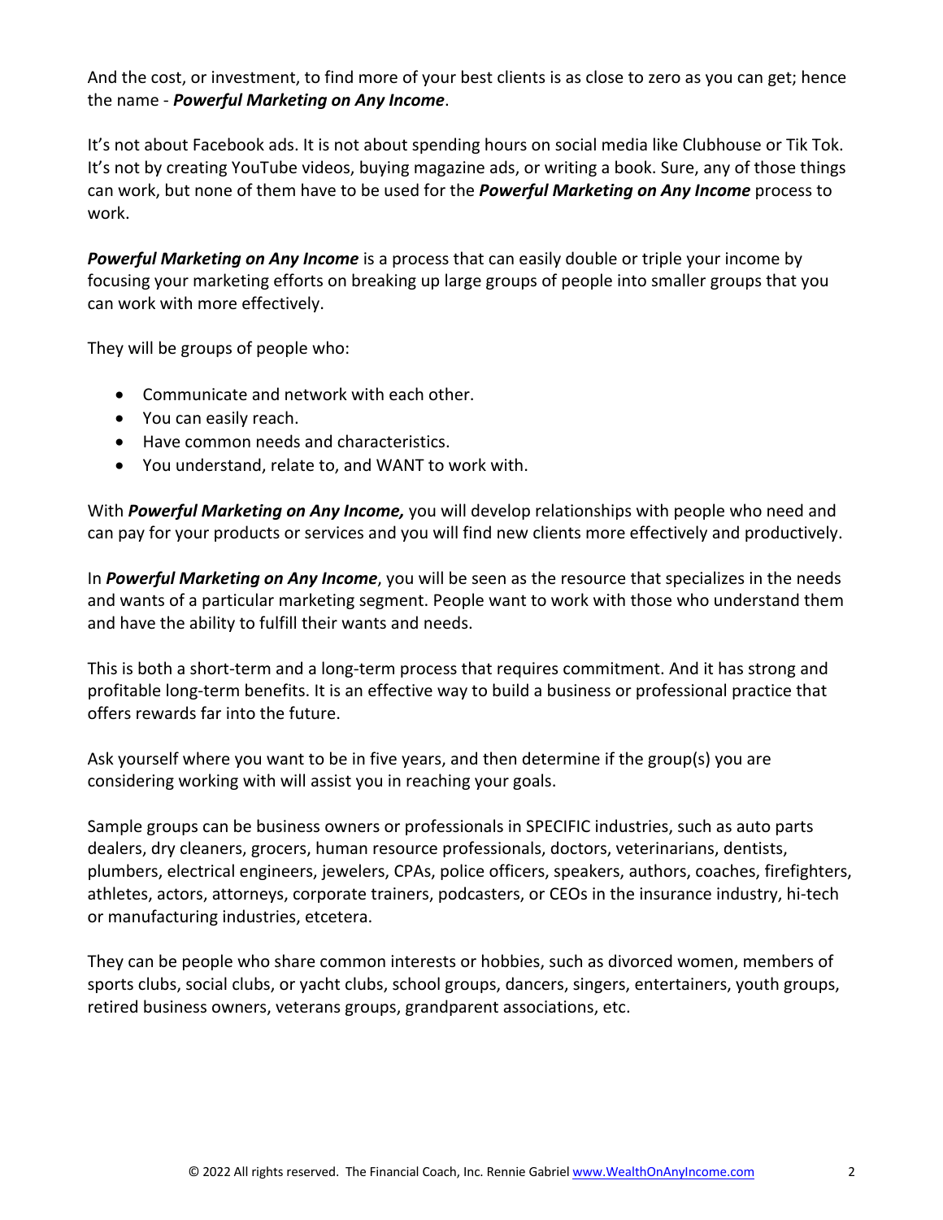And the cost, or investment, to find more of your best clients is as close to zero as you can get; hence the name - ***Powerful Marketing on Any Income***.

It's not about Facebook ads. It is not about spending hours on social media like Clubhouse or Tik Tok. It's not by creating YouTube videos, buying magazine ads, or writing a book. Sure, any of those things can work, but none of them have to be used for the ***Powerful Marketing on Any Income*** process to work.

***Powerful Marketing on Any Income*** is a process that can easily double or triple your income by focusing your marketing efforts on breaking up large groups of people into smaller groups that you can work with more effectively.

They will be groups of people who:

- Communicate and network with each other.
- You can easily reach.
- Have common needs and characteristics.
- You understand, relate to, and WANT to work with.

With ***Powerful Marketing on Any Income,*** you will develop relationships with people who need and can pay for your products or services and you will find new clients more effectively and productively.

In ***Powerful Marketing on Any Income***, you will be seen as the resource that specializes in the needs and wants of a particular marketing segment. People want to work with those who understand them and have the ability to fulfill their wants and needs.

This is both a short-term and a long-term process that requires commitment. And it has strong and profitable long-term benefits. It is an effective way to build a business or professional practice that offers rewards far into the future.

Ask yourself where you want to be in five years, and then determine if the group(s) you are considering working with will assist you in reaching your goals.

Sample groups can be business owners or professionals in SPECIFIC industries, such as auto parts dealers, dry cleaners, grocers, human resource professionals, doctors, veterinarians, dentists, plumbers, electrical engineers, jewelers, CPAs, police officers, speakers, authors, coaches, firefighters, athletes, actors, attorneys, corporate trainers, podcasters, or CEOs in the insurance industry, hi-tech or manufacturing industries, etcetera.

They can be people who share common interests or hobbies, such as divorced women, members of sports clubs, social clubs, or yacht clubs, school groups, dancers, singers, entertainers, youth groups, retired business owners, veterans groups, grandparent associations, etc.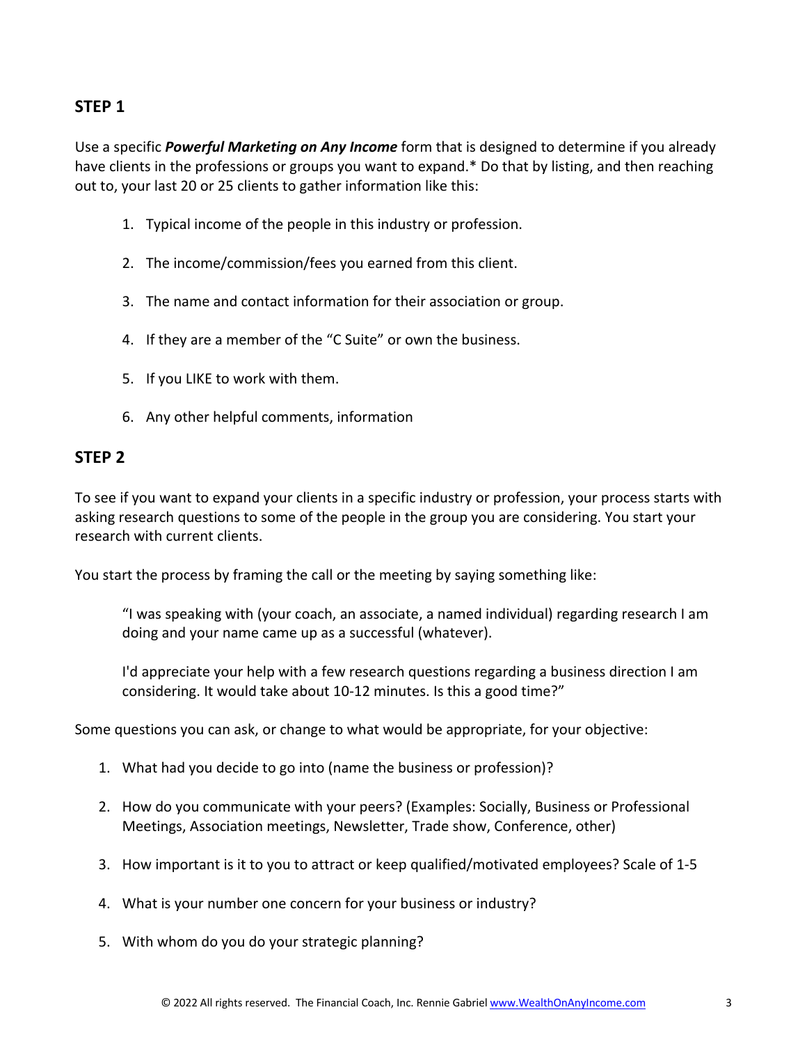## STEP 1

Use a specific ***Powerful Marketing on Any Income*** form that is designed to determine if you already have clients in the professions or groups you want to expand.* Do that by listing, and then reaching out to, your last 20 or 25 clients to gather information like this:

1. Typical income of the people in this industry or profession.
2. The income/commission/fees you earned from this client.
3. The name and contact information for their association or group.
4. If they are a member of the "C Suite" or own the business.
5. If you LIKE to work with them.
6. Any other helpful comments, information

## STEP 2

To see if you want to expand your clients in a specific industry or profession, your process starts with asking research questions to some of the people in the group you are considering. You start your research with current clients.

You start the process by framing the call or the meeting by saying something like:

> "I was speaking with (your coach, an associate, a named individual) regarding research I am doing and your name came up as a successful (whatever).
>
> I'd appreciate your help with a few research questions regarding a business direction I am considering. It would take about 10-12 minutes. Is this a good time?"

Some questions you can ask, or change to what would be appropriate, for your objective:

1. What had you decide to go into (name the business or profession)?
2. How do you communicate with your peers? (Examples: Socially, Business or Professional Meetings, Association meetings, Newsletter, Trade show, Conference, other)
3. How important is it to you to attract or keep qualified/motivated employees? Scale of 1-5
4. What is your number one concern for your business or industry?
5. With whom do you do your strategic planning?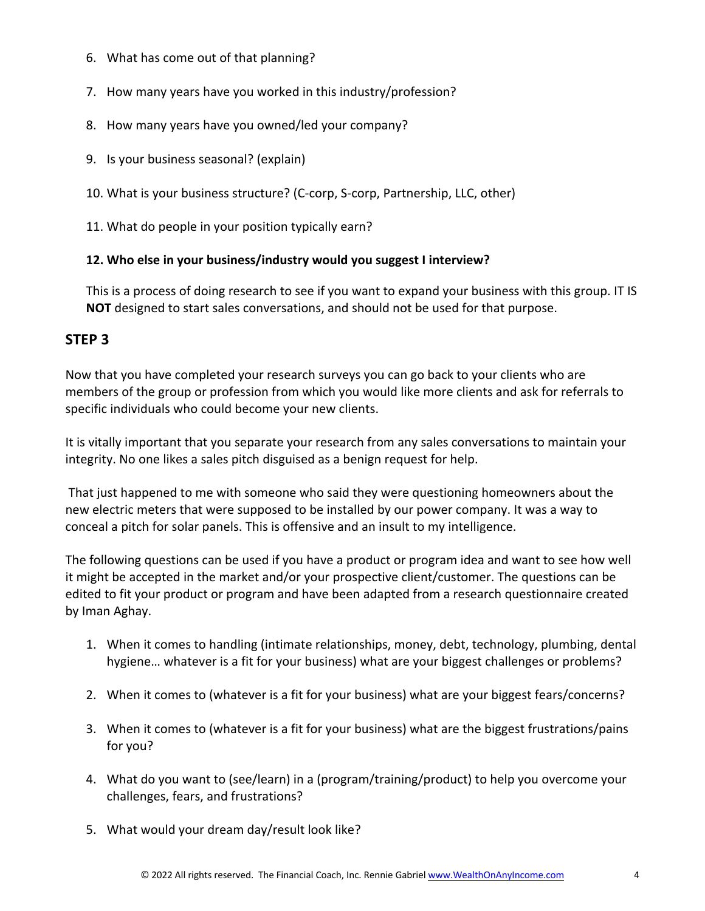6. What has come out of that planning?

7. How many years have you worked in this industry/profession?

8. How many years have you owned/led your company?

9. Is your business seasonal? (explain)

10. What is your business structure? (C-corp, S-corp, Partnership, LLC, other)

11. What do people in your position typically earn?

**12. Who else in your business/industry would you suggest I interview?**

This is a process of doing research to see if you want to expand your business with this group. IT IS **NOT** designed to start sales conversations, and should not be used for that purpose.

## STEP 3

Now that you have completed your research surveys you can go back to your clients who are members of the group or profession from which you would like more clients and ask for referrals to specific individuals who could become your new clients.

It is vitally important that you separate your research from any sales conversations to maintain your integrity. No one likes a sales pitch disguised as a benign request for help.

That just happened to me with someone who said they were questioning homeowners about the new electric meters that were supposed to be installed by our power company. It was a way to conceal a pitch for solar panels. This is offensive and an insult to my intelligence.

The following questions can be used if you have a product or program idea and want to see how well it might be accepted in the market and/or your prospective client/customer. The questions can be edited to fit your product or program and have been adapted from a research questionnaire created by Iman Aghay.

1. When it comes to handling (intimate relationships, money, debt, technology, plumbing, dental hygiene… whatever is a fit for your business) what are your biggest challenges or problems?

2. When it comes to (whatever is a fit for your business) what are your biggest fears/concerns?

3. When it comes to (whatever is a fit for your business) what are the biggest frustrations/pains for you?

4. What do you want to (see/learn) in a (program/training/product) to help you overcome your challenges, fears, and frustrations?

5. What would your dream day/result look like?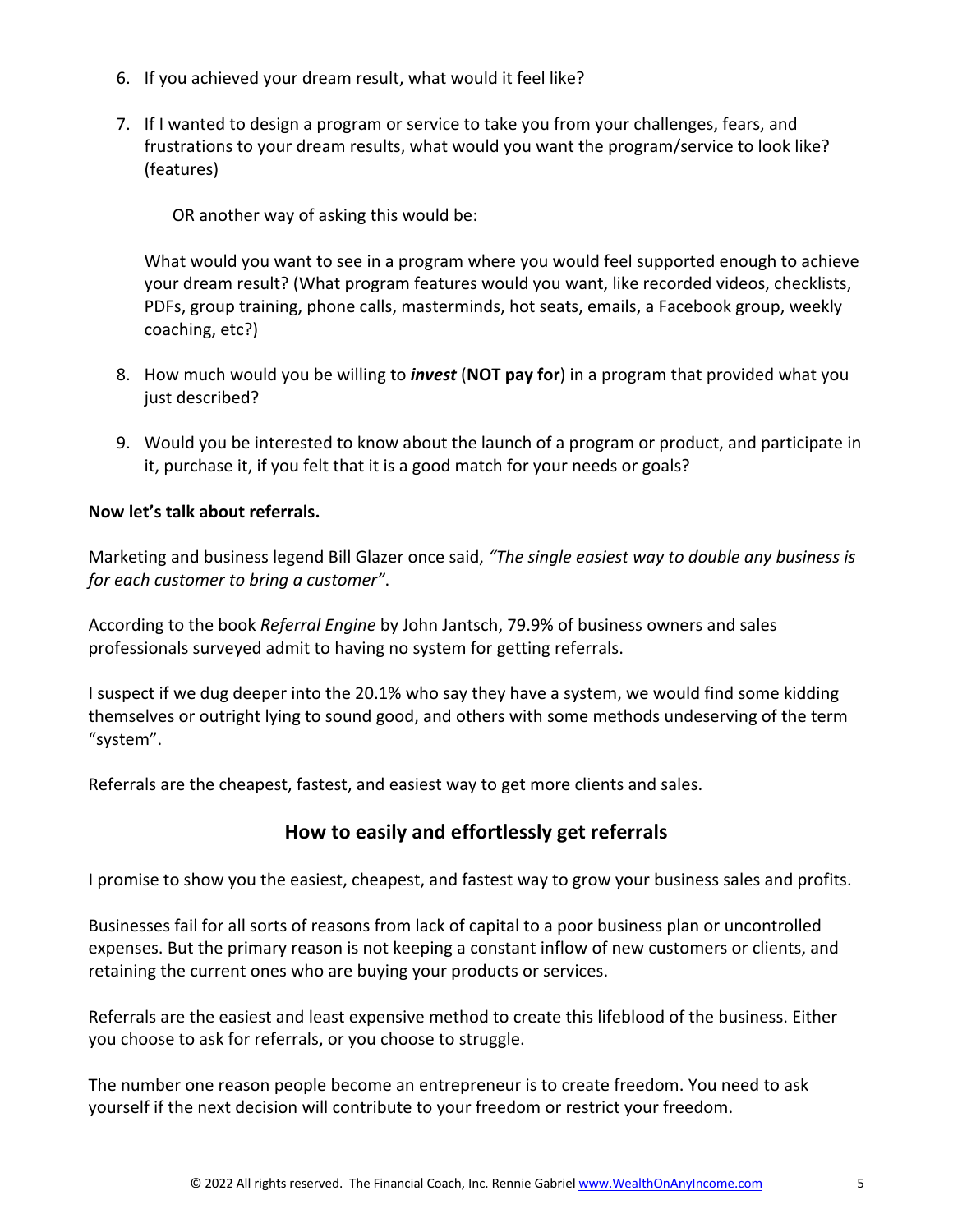6. If you achieved your dream result, what would it feel like?

7. If I wanted to design a program or service to take you from your challenges, fears, and frustrations to your dream results, what would you want the program/service to look like? (features)

   OR another way of asking this would be:

   What would you want to see in a program where you would feel supported enough to achieve your dream result? (What program features would you want, like recorded videos, checklists, PDFs, group training, phone calls, masterminds, hot seats, emails, a Facebook group, weekly coaching, etc?)

8. How much would you be willing to ***invest*** (**NOT pay for**) in a program that provided what you just described?

9. Would you be interested to know about the launch of a program or product, and participate in it, purchase it, if you felt that it is a good match for your needs or goals?

**Now let's talk about referrals.**

Marketing and business legend Bill Glazer once said, *"The single easiest way to double any business is for each customer to bring a customer"*.

According to the book *Referral Engine* by John Jantsch, 79.9% of business owners and sales professionals surveyed admit to having no system for getting referrals.

I suspect if we dug deeper into the 20.1% who say they have a system, we would find some kidding themselves or outright lying to sound good, and others with some methods undeserving of the term "system".

Referrals are the cheapest, fastest, and easiest way to get more clients and sales.

## How to easily and effortlessly get referrals

I promise to show you the easiest, cheapest, and fastest way to grow your business sales and profits.

Businesses fail for all sorts of reasons from lack of capital to a poor business plan or uncontrolled expenses. But the primary reason is not keeping a constant inflow of new customers or clients, and retaining the current ones who are buying your products or services.

Referrals are the easiest and least expensive method to create this lifeblood of the business. Either you choose to ask for referrals, or you choose to struggle.

The number one reason people become an entrepreneur is to create freedom. You need to ask yourself if the next decision will contribute to your freedom or restrict your freedom.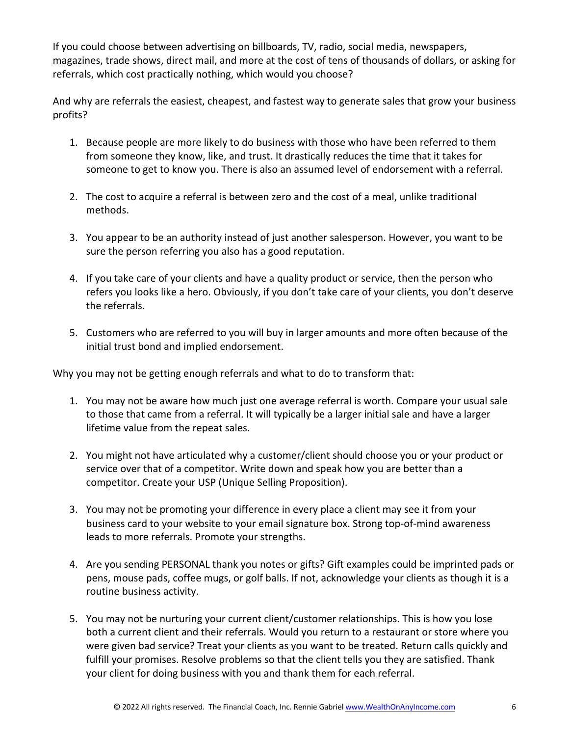If you could choose between advertising on billboards, TV, radio, social media, newspapers, magazines, trade shows, direct mail, and more at the cost of tens of thousands of dollars, or asking for referrals, which cost practically nothing, which would you choose?

And why are referrals the easiest, cheapest, and fastest way to generate sales that grow your business profits?

1. Because people are more likely to do business with those who have been referred to them from someone they know, like, and trust. It drastically reduces the time that it takes for someone to get to know you. There is also an assumed level of endorsement with a referral.

2. The cost to acquire a referral is between zero and the cost of a meal, unlike traditional methods.

3. You appear to be an authority instead of just another salesperson. However, you want to be sure the person referring you also has a good reputation.

4. If you take care of your clients and have a quality product or service, then the person who refers you looks like a hero. Obviously, if you don't take care of your clients, you don't deserve the referrals.

5. Customers who are referred to you will buy in larger amounts and more often because of the initial trust bond and implied endorsement.

Why you may not be getting enough referrals and what to do to transform that:

1. You may not be aware how much just one average referral is worth. Compare your usual sale to those that came from a referral. It will typically be a larger initial sale and have a larger lifetime value from the repeat sales.

2. You might not have articulated why a customer/client should choose you or your product or service over that of a competitor. Write down and speak how you are better than a competitor. Create your USP (Unique Selling Proposition).

3. You may not be promoting your difference in every place a client may see it from your business card to your website to your email signature box. Strong top-of-mind awareness leads to more referrals. Promote your strengths.

4. Are you sending PERSONAL thank you notes or gifts? Gift examples could be imprinted pads or pens, mouse pads, coffee mugs, or golf balls. If not, acknowledge your clients as though it is a routine business activity.

5. You may not be nurturing your current client/customer relationships. This is how you lose both a current client and their referrals. Would you return to a restaurant or store where you were given bad service? Treat your clients as you want to be treated. Return calls quickly and fulfill your promises. Resolve problems so that the client tells you they are satisfied. Thank your client for doing business with you and thank them for each referral.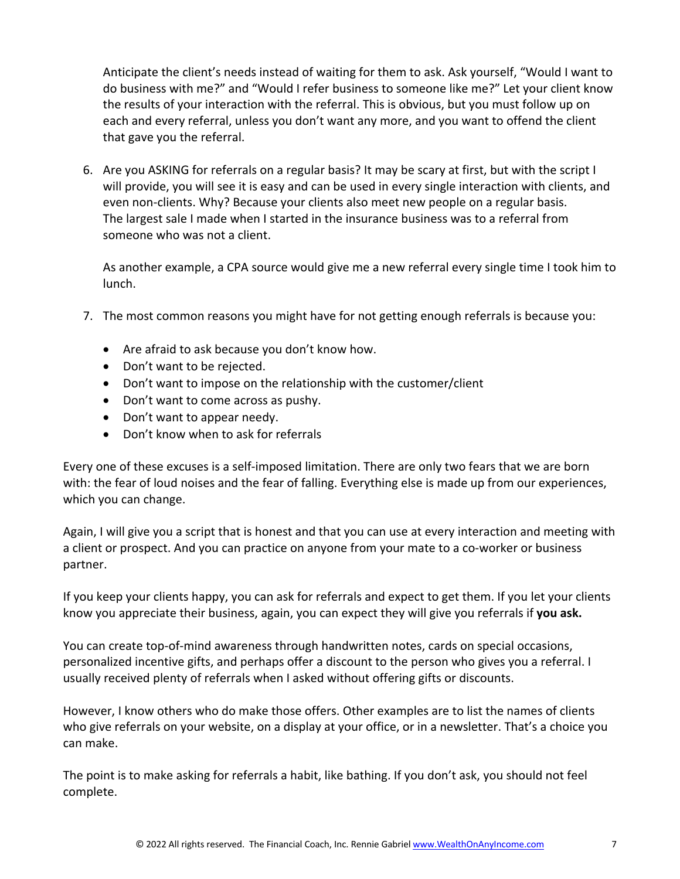Anticipate the client's needs instead of waiting for them to ask. Ask yourself, "Would I want to do business with me?" and "Would I refer business to someone like me?" Let your client know the results of your interaction with the referral. This is obvious, but you must follow up on each and every referral, unless you don't want any more, and you want to offend the client that gave you the referral.

6. Are you ASKING for referrals on a regular basis? It may be scary at first, but with the script I will provide, you will see it is easy and can be used in every single interaction with clients, and even non-clients. Why? Because your clients also meet new people on a regular basis. The largest sale I made when I started in the insurance business was to a referral from someone who was not a client.

   As another example, a CPA source would give me a new referral every single time I took him to lunch.

7. The most common reasons you might have for not getting enough referrals is because you:

   - Are afraid to ask because you don't know how.
   - Don't want to be rejected.
   - Don't want to impose on the relationship with the customer/client
   - Don't want to come across as pushy.
   - Don't want to appear needy.
   - Don't know when to ask for referrals

Every one of these excuses is a self-imposed limitation. There are only two fears that we are born with: the fear of loud noises and the fear of falling. Everything else is made up from our experiences, which you can change.

Again, I will give you a script that is honest and that you can use at every interaction and meeting with a client or prospect. And you can practice on anyone from your mate to a co-worker or business partner.

If you keep your clients happy, you can ask for referrals and expect to get them. If you let your clients know you appreciate their business, again, you can expect they will give you referrals if **you ask.**

You can create top-of-mind awareness through handwritten notes, cards on special occasions, personalized incentive gifts, and perhaps offer a discount to the person who gives you a referral. I usually received plenty of referrals when I asked without offering gifts or discounts.

However, I know others who do make those offers. Other examples are to list the names of clients who give referrals on your website, on a display at your office, or in a newsletter. That's a choice you can make.

The point is to make asking for referrals a habit, like bathing. If you don't ask, you should not feel complete.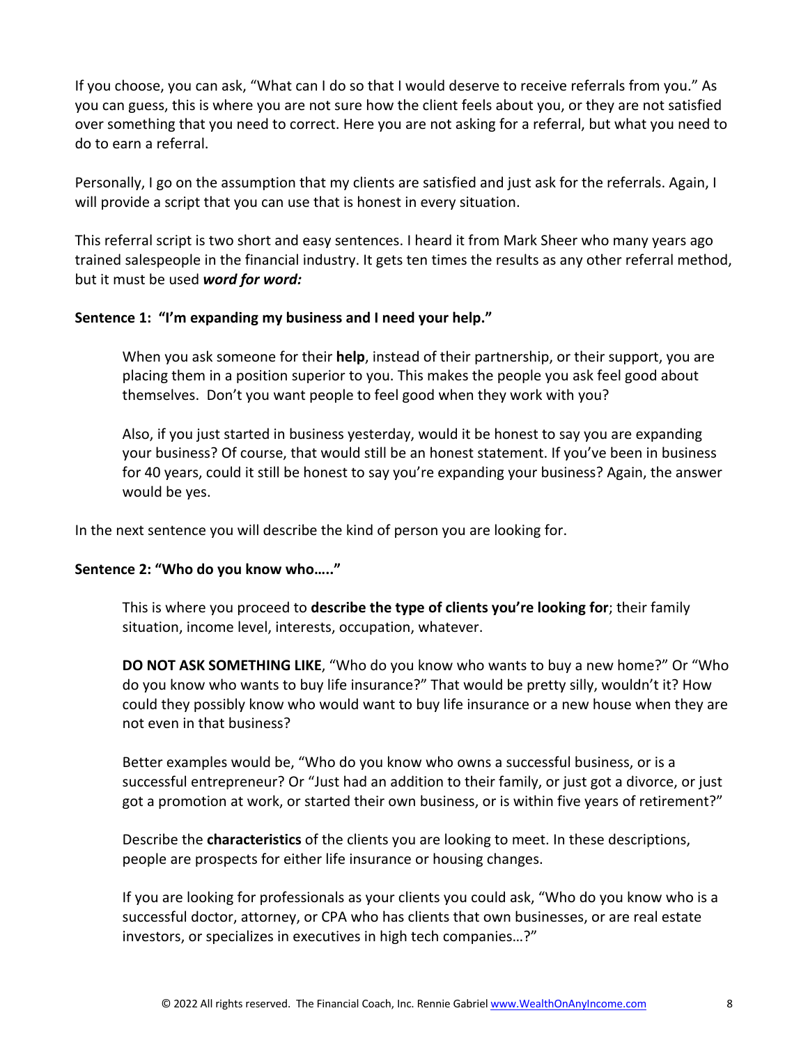If you choose, you can ask, "What can I do so that I would deserve to receive referrals from you." As you can guess, this is where you are not sure how the client feels about you, or they are not satisfied over something that you need to correct. Here you are not asking for a referral, but what you need to do to earn a referral.

Personally, I go on the assumption that my clients are satisfied and just ask for the referrals. Again, I will provide a script that you can use that is honest in every situation.

This referral script is two short and easy sentences. I heard it from Mark Sheer who many years ago trained salespeople in the financial industry. It gets ten times the results as any other referral method, but it must be used ***word for word:***

**Sentence 1: "I'm expanding my business and I need your help."**

> When you ask someone for their **help**, instead of their partnership, or their support, you are placing them in a position superior to you. This makes the people you ask feel good about themselves. Don't you want people to feel good when they work with you?
>
> Also, if you just started in business yesterday, would it be honest to say you are expanding your business? Of course, that would still be an honest statement. If you've been in business for 40 years, could it still be honest to say you're expanding your business? Again, the answer would be yes.

In the next sentence you will describe the kind of person you are looking for.

**Sentence 2: "Who do you know who….."**

> This is where you proceed to **describe the type of clients you're looking for**; their family situation, income level, interests, occupation, whatever.
>
> **DO NOT ASK SOMETHING LIKE**, "Who do you know who wants to buy a new home?" Or "Who do you know who wants to buy life insurance?" That would be pretty silly, wouldn't it? How could they possibly know who would want to buy life insurance or a new house when they are not even in that business?
>
> Better examples would be, "Who do you know who owns a successful business, or is a successful entrepreneur? Or "Just had an addition to their family, or just got a divorce, or just got a promotion at work, or started their own business, or is within five years of retirement?"
>
> Describe the **characteristics** of the clients you are looking to meet. In these descriptions, people are prospects for either life insurance or housing changes.
>
> If you are looking for professionals as your clients you could ask, "Who do you know who is a successful doctor, attorney, or CPA who has clients that own businesses, or are real estate investors, or specializes in executives in high tech companies…?"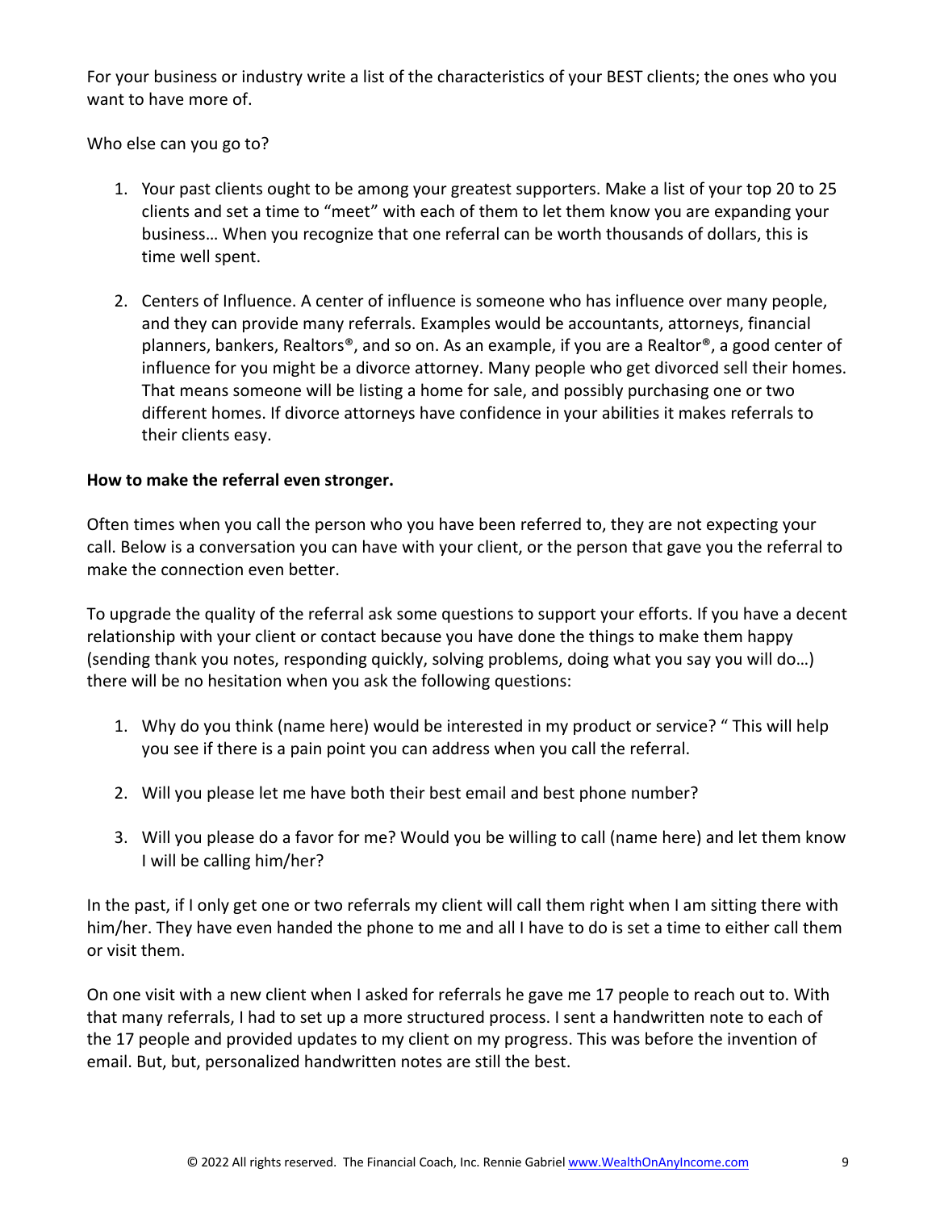For your business or industry write a list of the characteristics of your BEST clients; the ones who you want to have more of.

Who else can you go to?

1. Your past clients ought to be among your greatest supporters. Make a list of your top 20 to 25 clients and set a time to "meet" with each of them to let them know you are expanding your business… When you recognize that one referral can be worth thousands of dollars, this is time well spent.

2. Centers of Influence. A center of influence is someone who has influence over many people, and they can provide many referrals. Examples would be accountants, attorneys, financial planners, bankers, Realtors®, and so on. As an example, if you are a Realtor®, a good center of influence for you might be a divorce attorney. Many people who get divorced sell their homes. That means someone will be listing a home for sale, and possibly purchasing one or two different homes. If divorce attorneys have confidence in your abilities it makes referrals to their clients easy.

**How to make the referral even stronger.**

Often times when you call the person who you have been referred to, they are not expecting your call. Below is a conversation you can have with your client, or the person that gave you the referral to make the connection even better.

To upgrade the quality of the referral ask some questions to support your efforts. If you have a decent relationship with your client or contact because you have done the things to make them happy (sending thank you notes, responding quickly, solving problems, doing what you say you will do…) there will be no hesitation when you ask the following questions:

1. Why do you think (name here) would be interested in my product or service? " This will help you see if there is a pain point you can address when you call the referral.

2. Will you please let me have both their best email and best phone number?

3. Will you please do a favor for me? Would you be willing to call (name here) and let them know I will be calling him/her?

In the past, if I only get one or two referrals my client will call them right when I am sitting there with him/her. They have even handed the phone to me and all I have to do is set a time to either call them or visit them.

On one visit with a new client when I asked for referrals he gave me 17 people to reach out to. With that many referrals, I had to set up a more structured process. I sent a handwritten note to each of the 17 people and provided updates to my client on my progress. This was before the invention of email. But, but, personalized handwritten notes are still the best.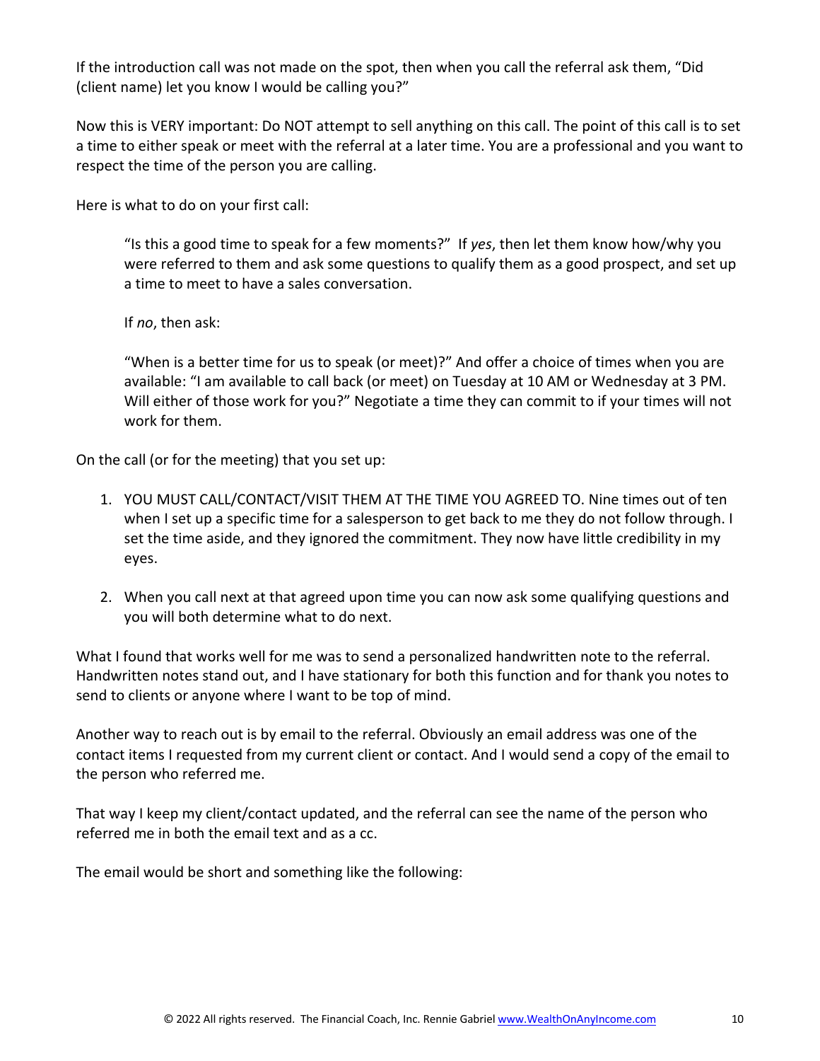If the introduction call was not made on the spot, then when you call the referral ask them, "Did (client name) let you know I would be calling you?"

Now this is VERY important: Do NOT attempt to sell anything on this call. The point of this call is to set a time to either speak or meet with the referral at a later time. You are a professional and you want to respect the time of the person you are calling.

Here is what to do on your first call:

> "Is this a good time to speak for a few moments?" If *yes*, then let them know how/why you were referred to them and ask some questions to qualify them as a good prospect, and set up a time to meet to have a sales conversation.
>
> If *no*, then ask:
>
> "When is a better time for us to speak (or meet)?" And offer a choice of times when you are available: "I am available to call back (or meet) on Tuesday at 10 AM or Wednesday at 3 PM. Will either of those work for you?" Negotiate a time they can commit to if your times will not work for them.

On the call (or for the meeting) that you set up:

1. YOU MUST CALL/CONTACT/VISIT THEM AT THE TIME YOU AGREED TO. Nine times out of ten when I set up a specific time for a salesperson to get back to me they do not follow through. I set the time aside, and they ignored the commitment. They now have little credibility in my eyes.
2. When you call next at that agreed upon time you can now ask some qualifying questions and you will both determine what to do next.

What I found that works well for me was to send a personalized handwritten note to the referral. Handwritten notes stand out, and I have stationary for both this function and for thank you notes to send to clients or anyone where I want to be top of mind.

Another way to reach out is by email to the referral. Obviously an email address was one of the contact items I requested from my current client or contact. And I would send a copy of the email to the person who referred me.

That way I keep my client/contact updated, and the referral can see the name of the person who referred me in both the email text and as a cc.

The email would be short and something like the following: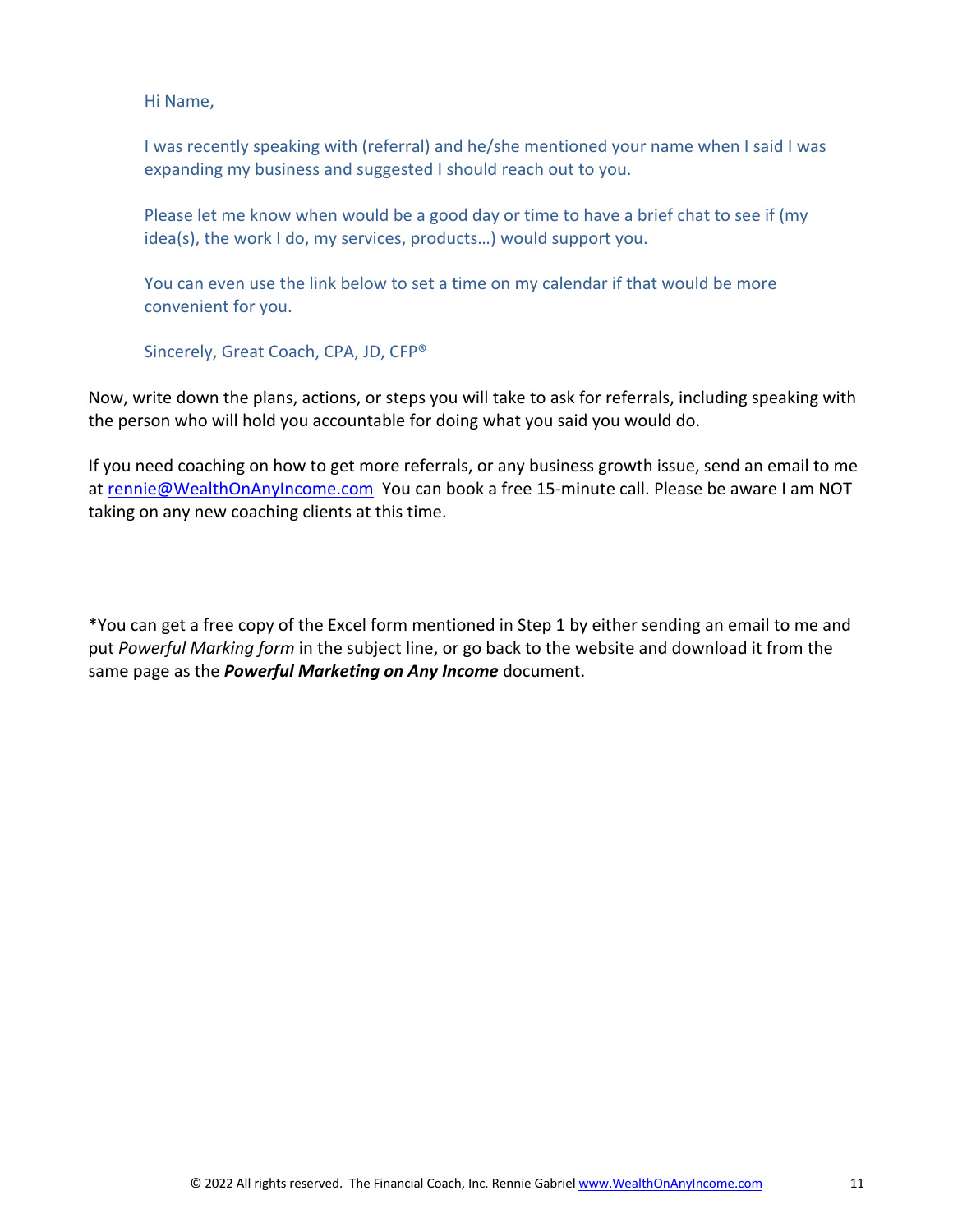Hi Name,

I was recently speaking with (referral) and he/she mentioned your name when I said I was expanding my business and suggested I should reach out to you.

Please let me know when would be a good day or time to have a brief chat to see if (my idea(s), the work I do, my services, products…) would support you.

You can even use the link below to set a time on my calendar if that would be more convenient for you.

Sincerely, Great Coach, CPA, JD, CFP®

Now, write down the plans, actions, or steps you will take to ask for referrals, including speaking with the person who will hold you accountable for doing what you said you would do.

If you need coaching on how to get more referrals, or any business growth issue, send an email to me at rennie@WealthOnAnyIncome.com You can book a free 15-minute call. Please be aware I am NOT taking on any new coaching clients at this time.

*You can get a free copy of the Excel form mentioned in Step 1 by either sending an email to me and put *Powerful Marking form* in the subject line, or go back to the website and download it from the same page as the ***Powerful Marketing on Any Income*** document.